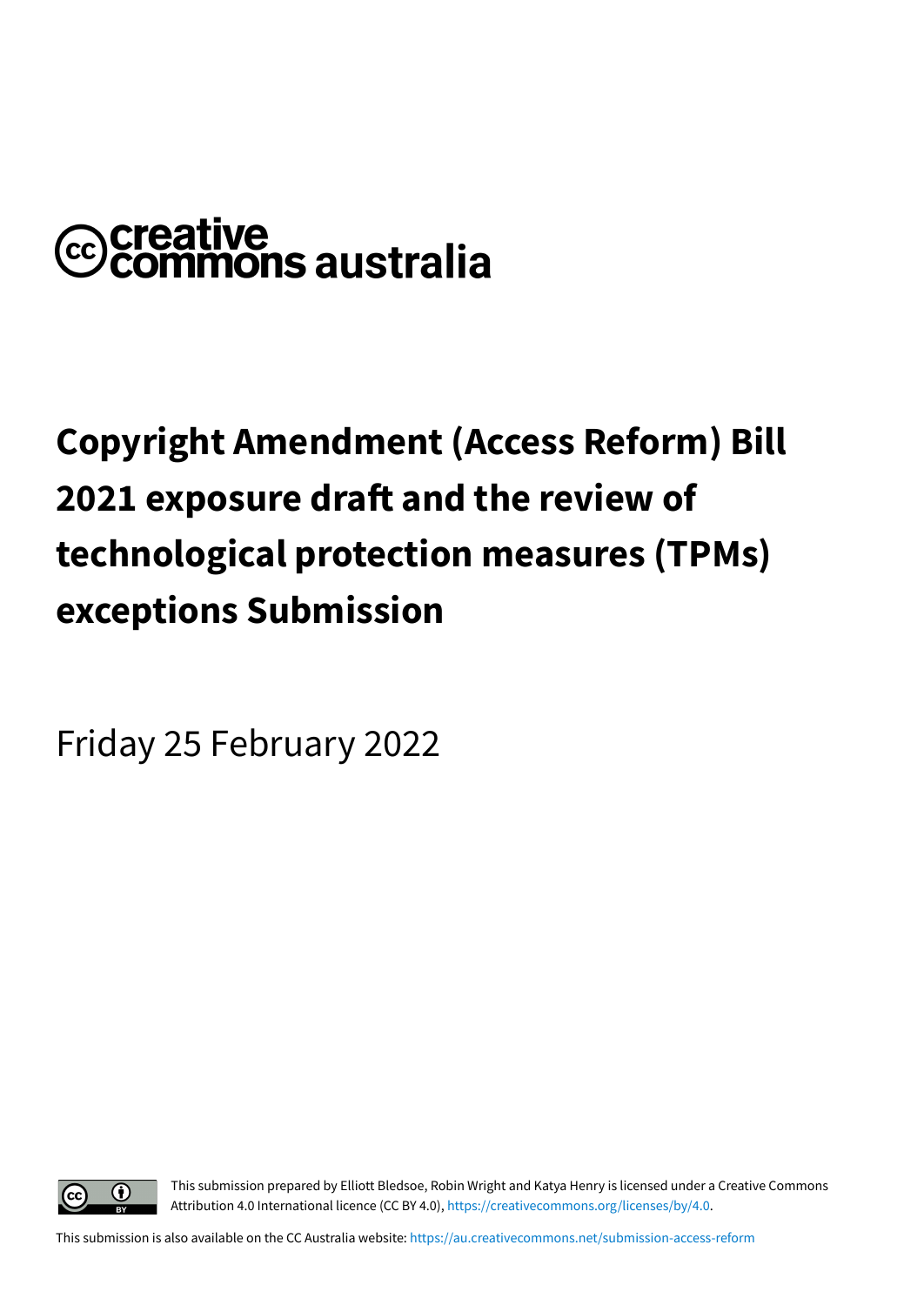creative commons australia

# Copyright Amendment (Access Reform) Bill 2021 exposure draft and the review of technological protection measures (TPMs) exceptions Submission

Friday 25 February 2022

This submission prepared by Elliott Bledsoe, Robin Wright and Katya Henry is licensed under a Creative Commons Attribution 4.0 International licence (CC BY 4.0), https://creativecommons.org/licenses/by/4.0.

This submission is also available on the CC Australia website: https://au.creativecommons.net/submission-access-reform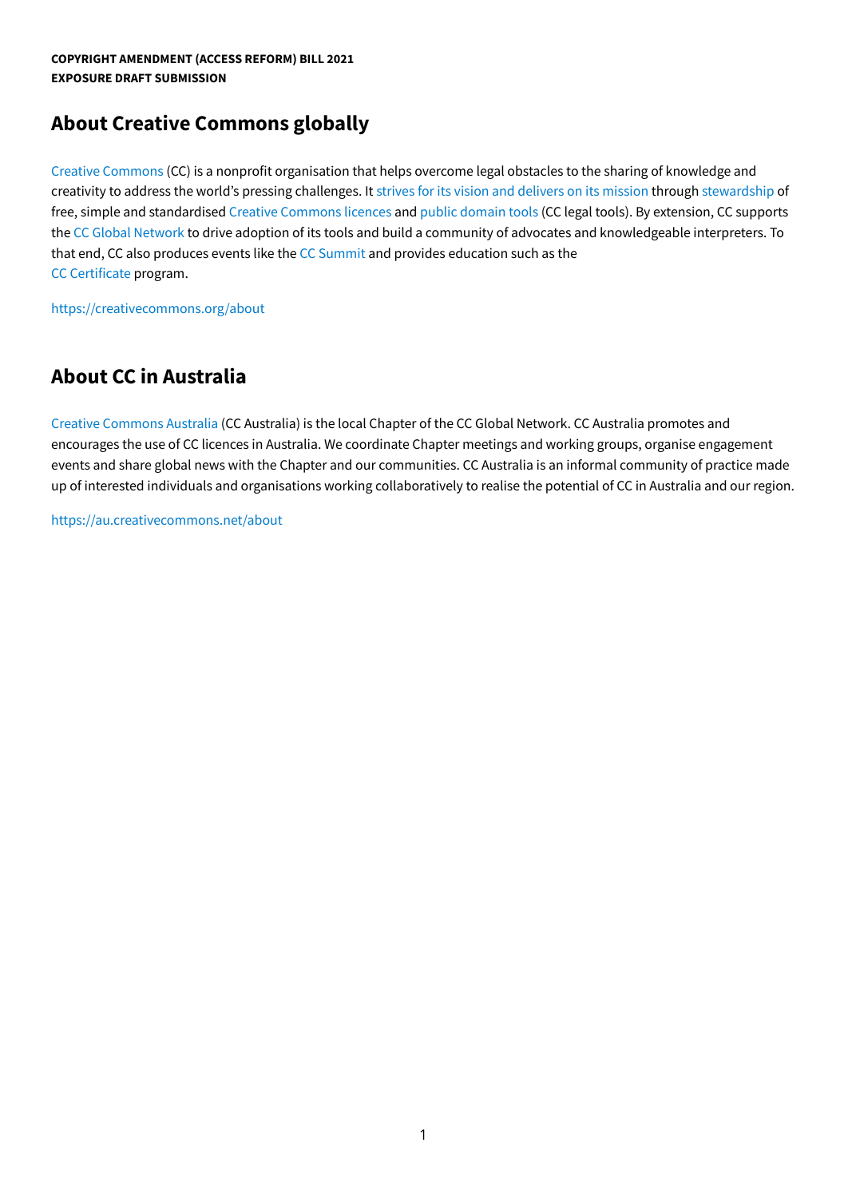# About Creative Commons globally

Creative Commons (CC) is a nonprofit organisation that helps overcome legal obstacles to the sharing of knowledge and creativity to address the world's pressing challenges. It strives for its vision and delivers on its mission through stewardship of free, simple and standardised Creative Commons licences and public domain tools (CC legal tools). By extension, CC supports the CC Global Network to drive adoption of its tools and build a community of advocates and knowledgeable interpreters. To that end, CC also produces events like the CC Summit and provides education such as the CC Certificate program.

https://creativecommons.org/about

# About CC in Australia

Creative Commons Australia (CC Australia) is the local Chapter of the CC Global Network. CC Australia promotes and encourages the use of CC licences in Australia. We coordinate Chapter meetings and working groups, organise engagement events and share global news with the Chapter and our communities. CC Australia is an informal community of practice made up of interested individuals and organisations working collaboratively to realise the potential of CC in Australia and our region.

https://au.creativecommons.net/about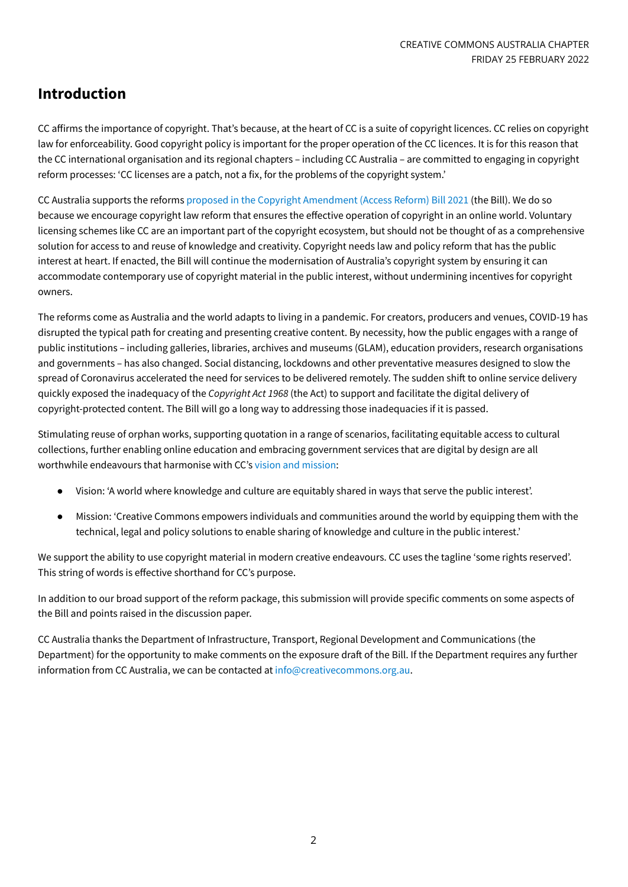## Introduction

CC affirms the importance of copyright. That's because, at the heart of CC is a suite of copyright licences. CC relies on copyright law for enforceability. Good copyright policy is important for the proper operation of the CC licences. It is for this reason that the CC international organisation and its regional chapters – including CC Australia – are committed to engaging in copyright reform processes: 'CC licenses are a patch, not a fix, for the problems of the copyright system.'

CC Australia supports the reforms proposed in the Copyright Amendment (Access Reform) Bill 2021 (the Bill). We do so because we encourage copyright law reform that ensures the effective operation of copyright in an online world. Voluntary licensing schemes like CC are an important part of the copyright ecosystem, but should not be thought of as a comprehensive solution for access to and reuse of knowledge and creativity. Copyright needs law and policy reform that has the public interest at heart. If enacted, the Bill will continue the modernisation of Australia's copyright system by ensuring it can accommodate contemporary use of copyright material in the public interest, without undermining incentives for copyright owners.

The reforms come as Australia and the world adapts to living in a pandemic. For creators, producers and venues, COVID-19 has disrupted the typical path for creating and presenting creative content. By necessity, how the public engages with a range of public institutions – including galleries, libraries, archives and museums (GLAM), education providers, research organisations and governments – has also changed. Social distancing, lockdowns and other preventative measures designed to slow the spread of Coronavirus accelerated the need for services to be delivered remotely. The sudden shift to online service delivery quickly exposed the inadequacy of the *Copyright Act 1968* (the Act) to support and facilitate the digital delivery of copyright-protected content. The Bill will go a long way to addressing those inadequacies if it is passed.

Stimulating reuse of orphan works, supporting quotation in a range of scenarios, facilitating equitable access to cultural collections, further enabling online education and embracing government services that are digital by design are all worthwhile endeavours that harmonise with CC's vision and mission:

- Vision: 'A world where knowledge and culture are equitably shared in ways that serve the public interest'.
- Mission: 'Creative Commons empowers individuals and communities around the world by equipping them with the technical, legal and policy solutions to enable sharing of knowledge and culture in the public interest.'

We support the ability to use copyright material in modern creative endeavours. CC uses the tagline 'some rights reserved'. This string of words is effective shorthand for CC's purpose.

In addition to our broad support of the reform package, this submission will provide specific comments on some aspects of the Bill and points raised in the discussion paper.

CC Australia thanks the Department of Infrastructure, Transport, Regional Development and Communications (the Department) for the opportunity to make comments on the exposure draft of the Bill. If the Department requires any further information from CC Australia, we can be contacted at info@creativecommons.org.au.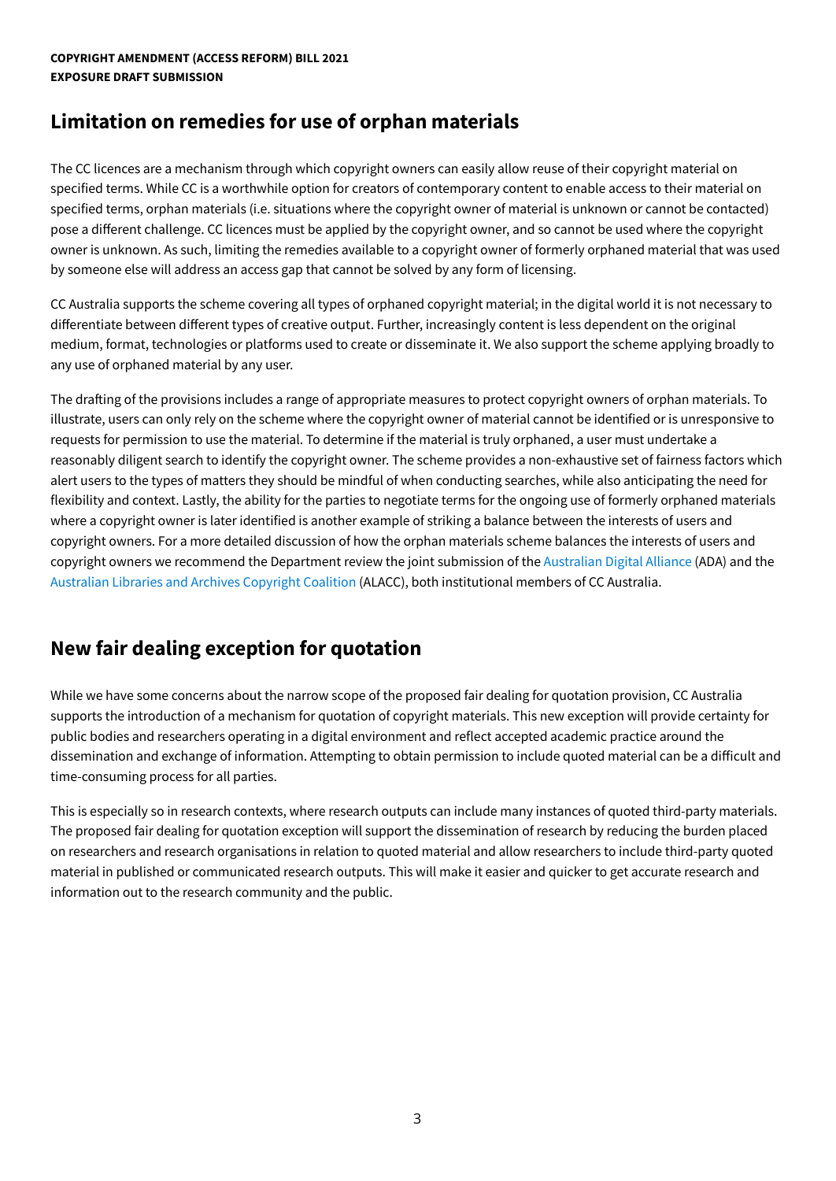## Limitation on remedies for use of orphan materials

The CC licences are a mechanism through which copyright owners can easily allow reuse of their copyright material on specified terms. While CC is a worthwhile option for creators of contemporary content to enable access to their material on specified terms, orphan materials (i.e. situations where the copyright owner of material is unknown or cannot be contacted) pose a different challenge. CC licences must be applied by the copyright owner, and so cannot be used where the copyright owner is unknown. As such, limiting the remedies available to a copyright owner of formerly orphaned material that was used by someone else will address an access gap that cannot be solved by any form of licensing.

CC Australia supports the scheme covering all types of orphaned copyright material; in the digital world it is not necessary to differentiate between different types of creative output. Further, increasingly content is less dependent on the original medium, format, technologies or platforms used to create or disseminate it. We also support the scheme applying broadly to any use of orphaned material by any user.

The drafting of the provisions includes a range of appropriate measures to protect copyright owners of orphan materials. To illustrate, users can only rely on the scheme where the copyright owner of material cannot be identified or is unresponsive to requests for permission to use the material. To determine if the material is truly orphaned, a user must undertake a reasonably diligent search to identify the copyright owner. The scheme provides a non-exhaustive set of fairness factors which alert users to the types of matters they should be mindful of when conducting searches, while also anticipating the need for flexibility and context. Lastly, the ability for the parties to negotiate terms for the ongoing use of formerly orphaned materials where a copyright owner is later identified is another example of striking a balance between the interests of users and copyright owners. For a more detailed discussion of how the orphan materials scheme balances the interests of users and copyright owners we recommend the Department review the joint submission of the Australian Digital Alliance (ADA) and the Australian Libraries and Archives Copyright Coalition (ALACC), both institutional members of CC Australia.

## New fair dealing exception for quotation

While we have some concerns about the narrow scope of the proposed fair dealing for quotation provision, CC Australia supports the introduction of a mechanism for quotation of copyright materials. This new exception will provide certainty for public bodies and researchers operating in a digital environment and reflect accepted academic practice around the dissemination and exchange of information. Attempting to obtain permission to include quoted material can be a difficult and time-consuming process for all parties.

This is especially so in research contexts, where research outputs can include many instances of quoted third-party materials. The proposed fair dealing for quotation exception will support the dissemination of research by reducing the burden placed on researchers and research organisations in relation to quoted material and allow researchers to include third-party quoted material in published or communicated research outputs. This will make it easier and quicker to get accurate research and information out to the research community and the public.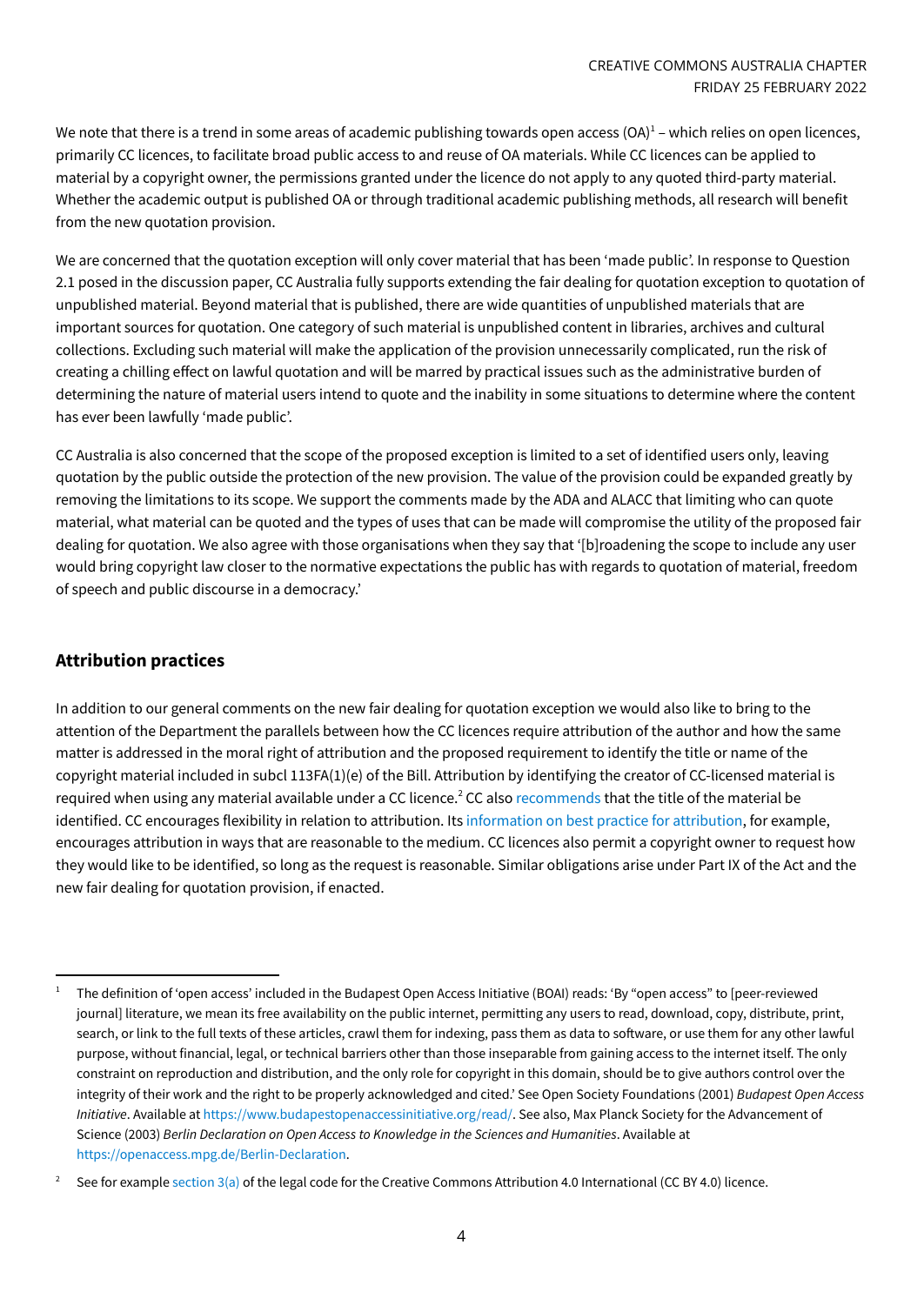We note that there is a trend in some areas of academic publishing towards open access (OA)[1] – which relies on open licences, primarily CC licences, to facilitate broad public access to and reuse of OA materials. While CC licences can be applied to material by a copyright owner, the permissions granted under the licence do not apply to any quoted third-party material. Whether the academic output is published OA or through traditional academic publishing methods, all research will benefit from the new quotation provision.

We are concerned that the quotation exception will only cover material that has been 'made public'. In response to Question 2.1 posed in the discussion paper, CC Australia fully supports extending the fair dealing for quotation exception to quotation of unpublished material. Beyond material that is published, there are wide quantities of unpublished materials that are important sources for quotation. One category of such material is unpublished content in libraries, archives and cultural collections. Excluding such material will make the application of the provision unnecessarily complicated, run the risk of creating a chilling effect on lawful quotation and will be marred by practical issues such as the administrative burden of determining the nature of material users intend to quote and the inability in some situations to determine where the content has ever been lawfully 'made public'.

CC Australia is also concerned that the scope of the proposed exception is limited to a set of identified users only, leaving quotation by the public outside the protection of the new provision. The value of the provision could be expanded greatly by removing the limitations to its scope. We support the comments made by the ADA and ALACC that limiting who can quote material, what material can be quoted and the types of uses that can be made will compromise the utility of the proposed fair dealing for quotation. We also agree with those organisations when they say that '[b]roadening the scope to include any user would bring copyright law closer to the normative expectations the public has with regards to quotation of material, freedom of speech and public discourse in a democracy.'

## Attribution practices

In addition to our general comments on the new fair dealing for quotation exception we would also like to bring to the attention of the Department the parallels between how the CC licences require attribution of the author and how the same matter is addressed in the moral right of attribution and the proposed requirement to identify the title or name of the copyright material included in subcl 113FA(1)(e) of the Bill. Attribution by identifying the creator of CC-licensed material is required when using any material available under a CC licence.[2] CC also recommends that the title of the material be identified. CC encourages flexibility in relation to attribution. Its information on best practice for attribution, for example, encourages attribution in ways that are reasonable to the medium. CC licences also permit a copyright owner to request how they would like to be identified, so long as the request is reasonable. Similar obligations arise under Part IX of the Act and the new fair dealing for quotation provision, if enacted.

---

[1] The definition of 'open access' included in the Budapest Open Access Initiative (BOAI) reads: 'By "open access" to [peer-reviewed journal] literature, we mean its free availability on the public internet, permitting any users to read, download, copy, distribute, print, search, or link to the full texts of these articles, crawl them for indexing, pass them as data to software, or use them for any other lawful purpose, without financial, legal, or technical barriers other than those inseparable from gaining access to the internet itself. The only constraint on reproduction and distribution, and the only role for copyright in this domain, should be to give authors control over the integrity of their work and the right to be properly acknowledged and cited.' See Open Society Foundations (2001) *Budapest Open Access Initiative*. Available at https://www.budapestopenaccessinitiative.org/read/. See also, Max Planck Society for the Advancement of Science (2003) *Berlin Declaration on Open Access to Knowledge in the Sciences and Humanities*. Available at https://openaccess.mpg.de/Berlin-Declaration.

[2] See for example section 3(a) of the legal code for the Creative Commons Attribution 4.0 International (CC BY 4.0) licence.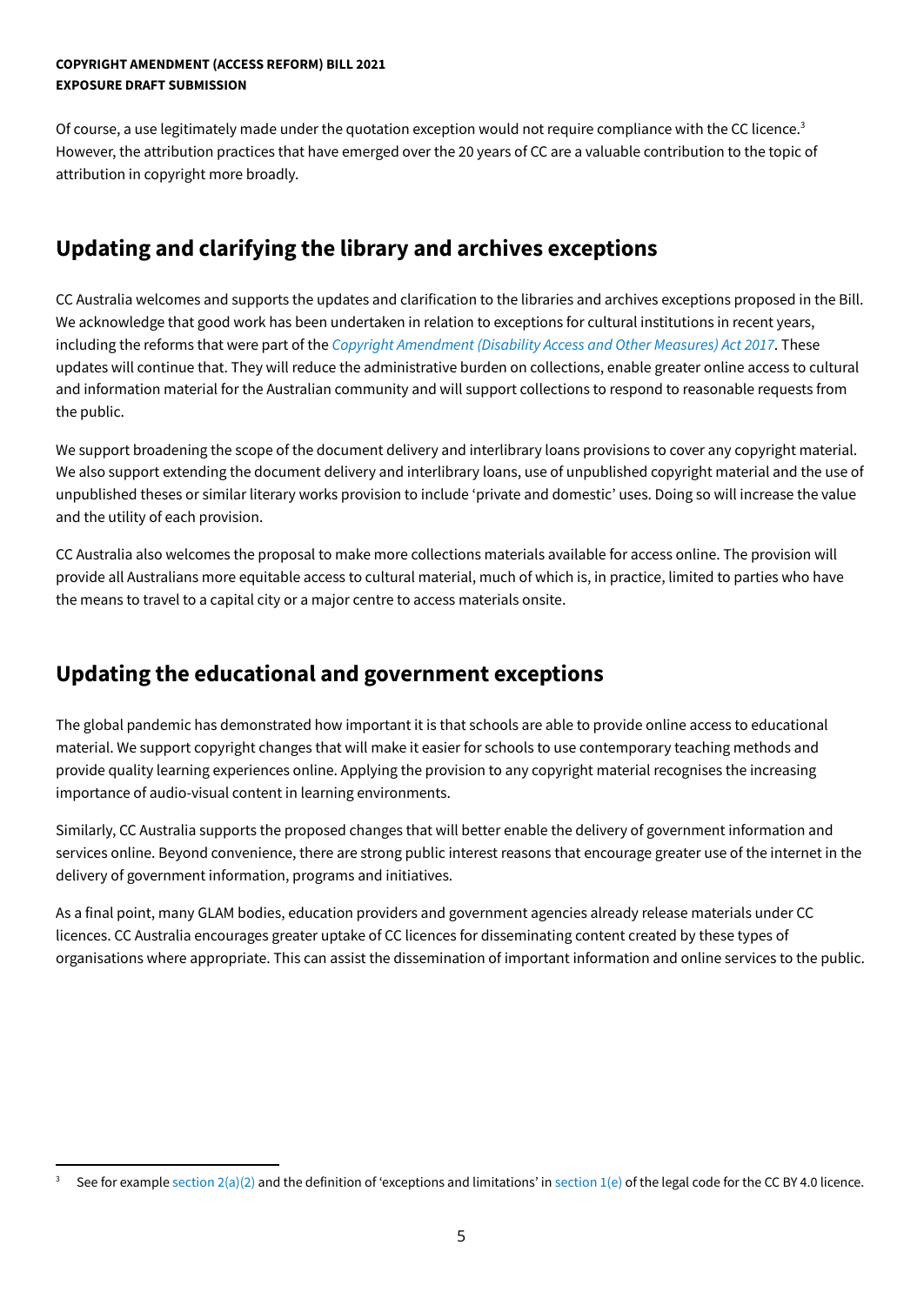Of course, a use legitimately made under the quotation exception would not require compliance with the CC licence.[3] However, the attribution practices that have emerged over the 20 years of CC are a valuable contribution to the topic of attribution in copyright more broadly.

## Updating and clarifying the library and archives exceptions

CC Australia welcomes and supports the updates and clarification to the libraries and archives exceptions proposed in the Bill. We acknowledge that good work has been undertaken in relation to exceptions for cultural institutions in recent years, including the reforms that were part of the *Copyright Amendment (Disability Access and Other Measures) Act 2017*. These updates will continue that. They will reduce the administrative burden on collections, enable greater online access to cultural and information material for the Australian community and will support collections to respond to reasonable requests from the public.

We support broadening the scope of the document delivery and interlibrary loans provisions to cover any copyright material. We also support extending the document delivery and interlibrary loans, use of unpublished copyright material and the use of unpublished theses or similar literary works provision to include 'private and domestic' uses. Doing so will increase the value and the utility of each provision.

CC Australia also welcomes the proposal to make more collections materials available for access online. The provision will provide all Australians more equitable access to cultural material, much of which is, in practice, limited to parties who have the means to travel to a capital city or a major centre to access materials onsite.

## Updating the educational and government exceptions

The global pandemic has demonstrated how important it is that schools are able to provide online access to educational material. We support copyright changes that will make it easier for schools to use contemporary teaching methods and provide quality learning experiences online. Applying the provision to any copyright material recognises the increasing importance of audio-visual content in learning environments.

Similarly, CC Australia supports the proposed changes that will better enable the delivery of government information and services online. Beyond convenience, there are strong public interest reasons that encourage greater use of the internet in the delivery of government information, programs and initiatives.

As a final point, many GLAM bodies, education providers and government agencies already release materials under CC licences. CC Australia encourages greater uptake of CC licences for disseminating content created by these types of organisations where appropriate. This can assist the dissemination of important information and online services to the public.

---

[3] See for example section 2(a)(2) and the definition of 'exceptions and limitations' in section 1(e) of the legal code for the CC BY 4.0 licence.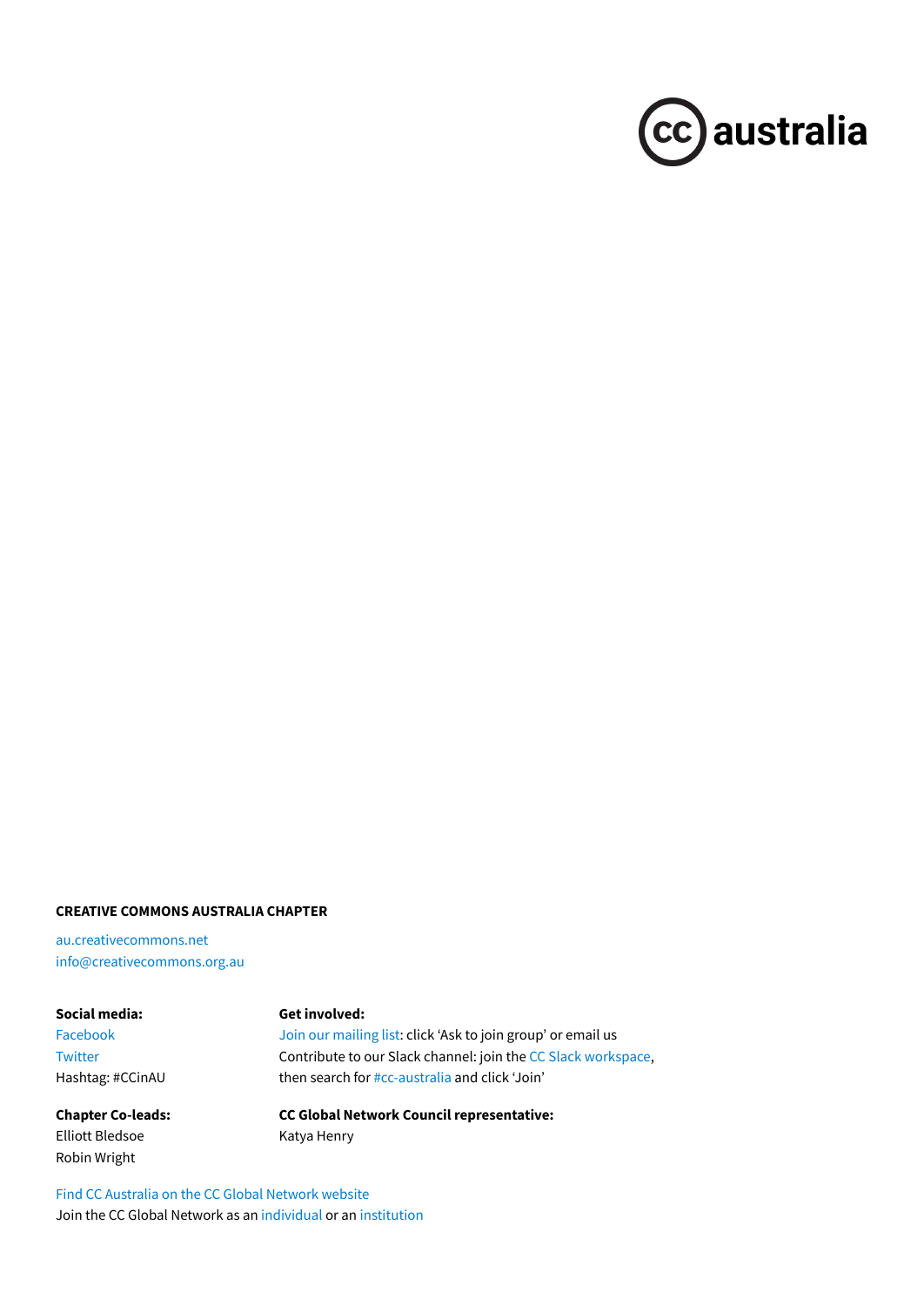cc australia

**CREATIVE COMMONS AUSTRALIA CHAPTER**

au.creativecommons.net
info@creativecommons.org.au

**Social media:**
Facebook
Twitter
Hashtag: #CCinAU

**Get involved:**
Join our mailing list: click 'Ask to join group' or email us
Contribute to our Slack channel: join the CC Slack workspace, then search for #cc-australia and click 'Join'

**Chapter Co-leads:**
Elliott Bledsoe
Robin Wright

**CC Global Network Council representative:**
Katya Henry

Find CC Australia on the CC Global Network website
Join the CC Global Network as an individual or an institution